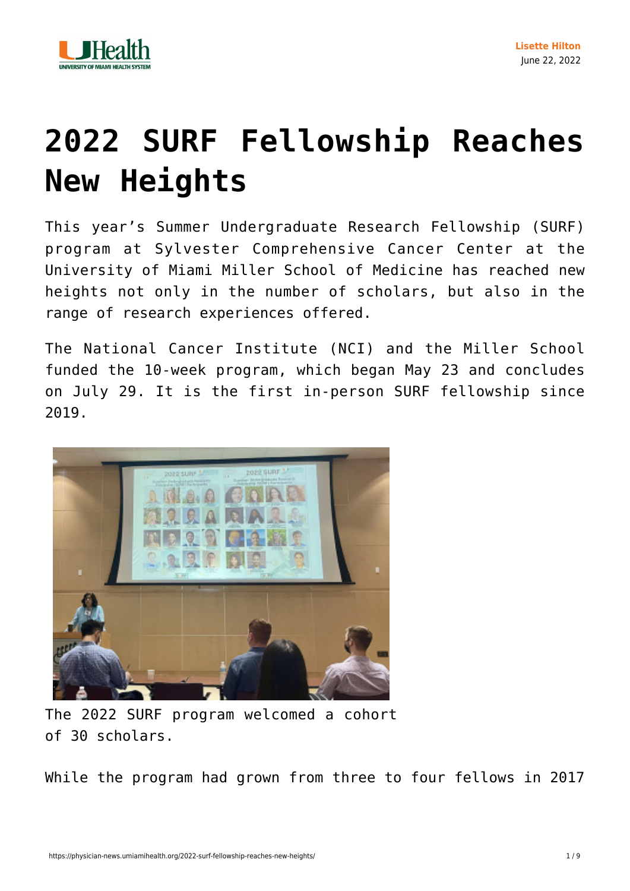Lisette Hilton
June 22, 2022

# 2022 SURF Fellowship Reaches New Heights

This year's Summer Undergraduate Research Fellowship (SURF) program at Sylvester Comprehensive Cancer Center at the University of Miami Miller School of Medicine has reached new heights not only in the number of scholars, but also in the range of research experiences offered.

The National Cancer Institute (NCI) and the Miller School funded the 10-week program, which began May 23 and concludes on July 29. It is the first in-person SURF fellowship since 2019.

The 2022 SURF program welcomed a cohort of 30 scholars.

While the program had grown from three to four fellows in 2017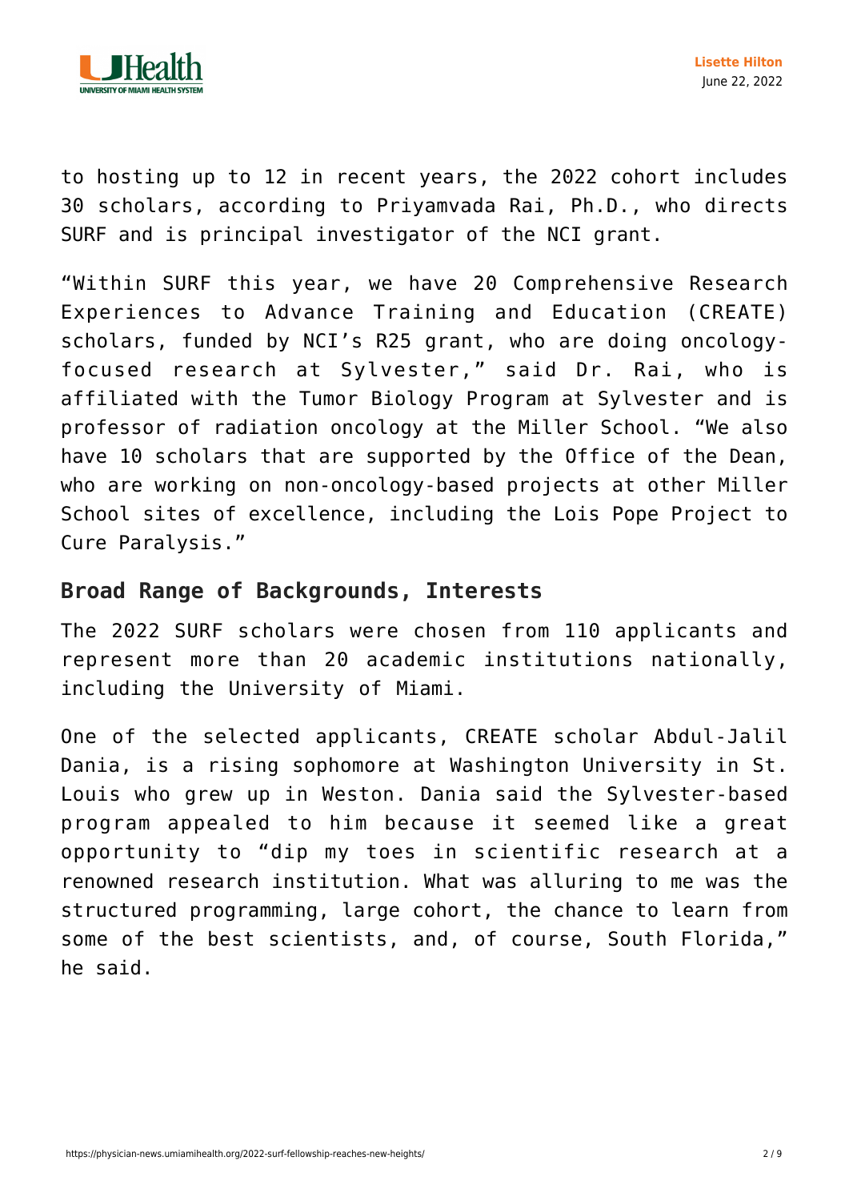to hosting up to 12 in recent years, the 2022 cohort includes 30 scholars, according to Priyamvada Rai, Ph.D., who directs SURF and is principal investigator of the NCI grant.

"Within SURF this year, we have 20 Comprehensive Research Experiences to Advance Training and Education (CREATE) scholars, funded by NCI's R25 grant, who are doing oncology-focused research at Sylvester," said Dr. Rai, who is affiliated with the Tumor Biology Program at Sylvester and is professor of radiation oncology at the Miller School. "We also have 10 scholars that are supported by the Office of the Dean, who are working on non-oncology-based projects at other Miller School sites of excellence, including the Lois Pope Project to Cure Paralysis."

## Broad Range of Backgrounds, Interests

The 2022 SURF scholars were chosen from 110 applicants and represent more than 20 academic institutions nationally, including the University of Miami.

One of the selected applicants, CREATE scholar Abdul-Jalil Dania, is a rising sophomore at Washington University in St. Louis who grew up in Weston. Dania said the Sylvester-based program appealed to him because it seemed like a great opportunity to "dip my toes in scientific research at a renowned research institution. What was alluring to me was the structured programming, large cohort, the chance to learn from some of the best scientists, and, of course, South Florida," he said.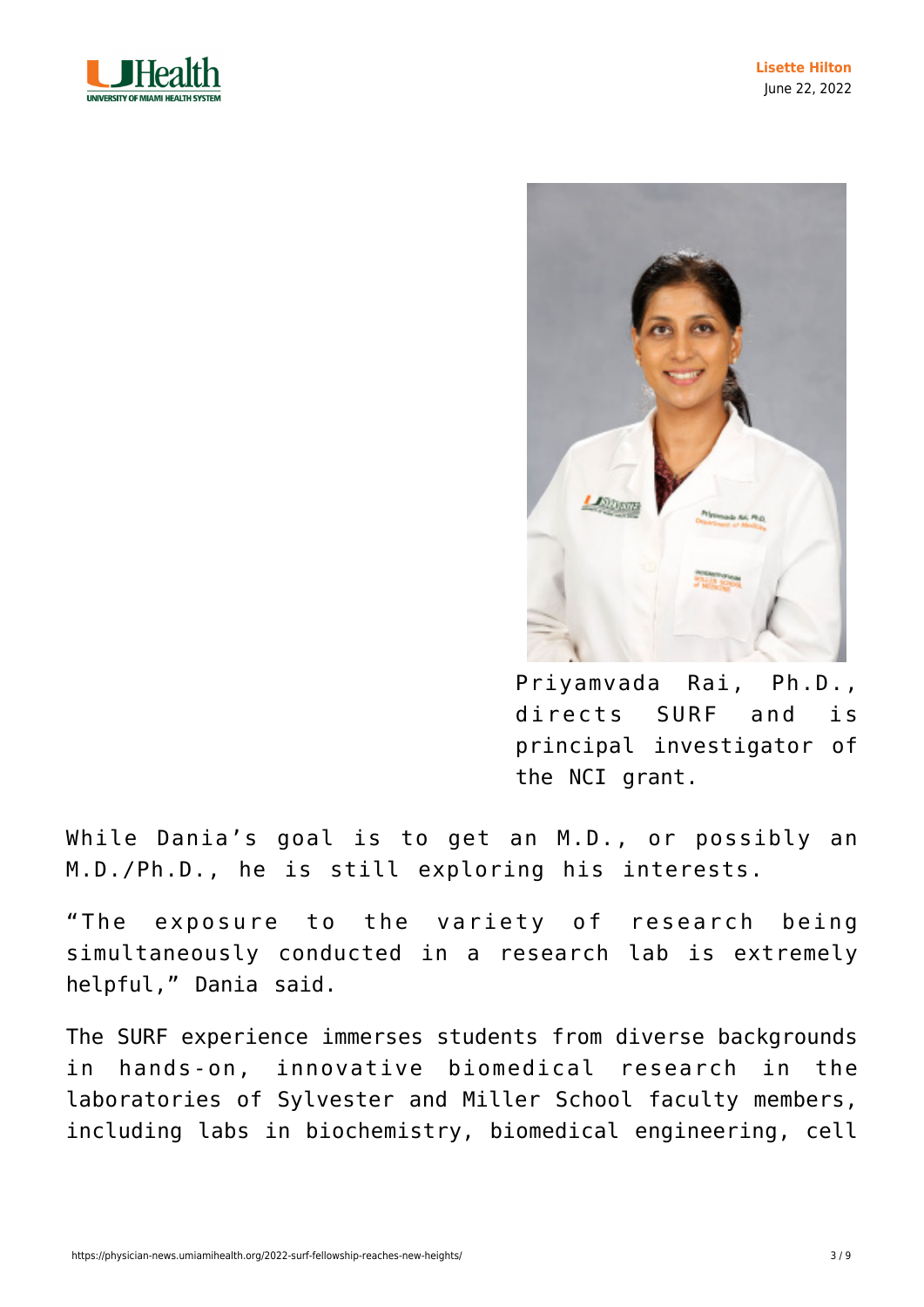Priyamvada Rai, Ph.D., directs SURF and is principal investigator of the NCI grant.

While Dania's goal is to get an M.D., or possibly an M.D./Ph.D., he is still exploring his interests.

"The exposure to the variety of research being simultaneously conducted in a research lab is extremely helpful," Dania said.

The SURF experience immerses students from diverse backgrounds in hands-on, innovative biomedical research in the laboratories of Sylvester and Miller School faculty members, including labs in biochemistry, biomedical engineering, cell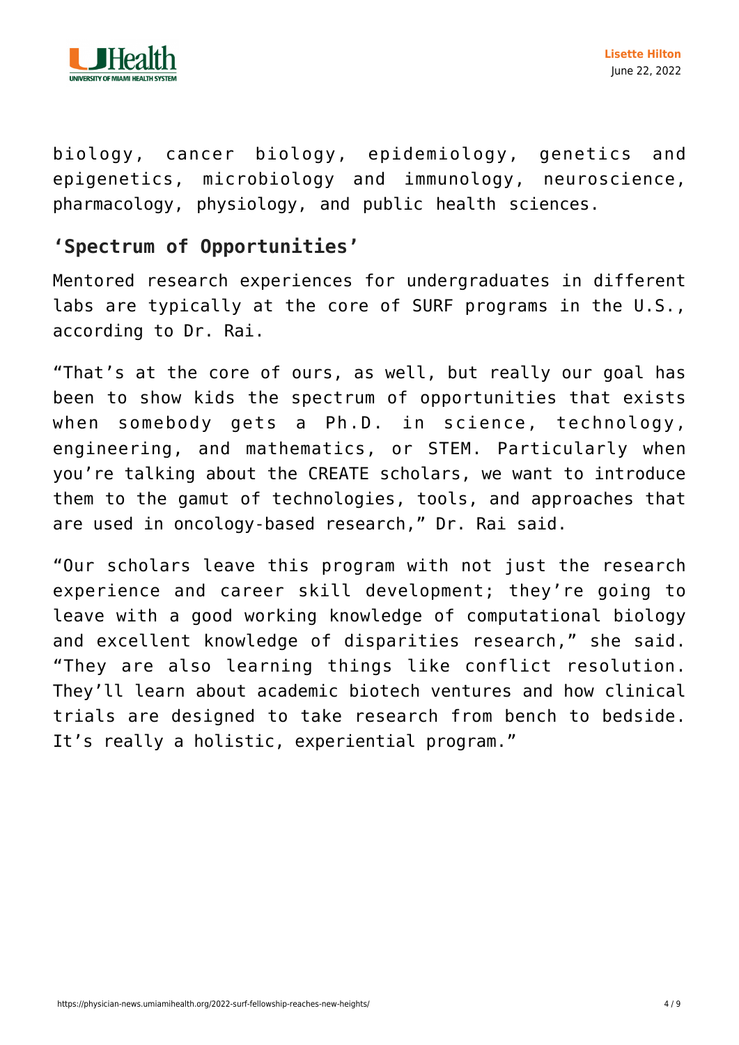biology, cancer biology, epidemiology, genetics and epigenetics, microbiology and immunology, neuroscience, pharmacology, physiology, and public health sciences.

## 'Spectrum of Opportunities'

Mentored research experiences for undergraduates in different labs are typically at the core of SURF programs in the U.S., according to Dr. Rai.

"That's at the core of ours, as well, but really our goal has been to show kids the spectrum of opportunities that exists when somebody gets a Ph.D. in science, technology, engineering, and mathematics, or STEM. Particularly when you're talking about the CREATE scholars, we want to introduce them to the gamut of technologies, tools, and approaches that are used in oncology-based research," Dr. Rai said.

"Our scholars leave this program with not just the research experience and career skill development; they're going to leave with a good working knowledge of computational biology and excellent knowledge of disparities research," she said. "They are also learning things like conflict resolution. They'll learn about academic biotech ventures and how clinical trials are designed to take research from bench to bedside. It's really a holistic, experiential program."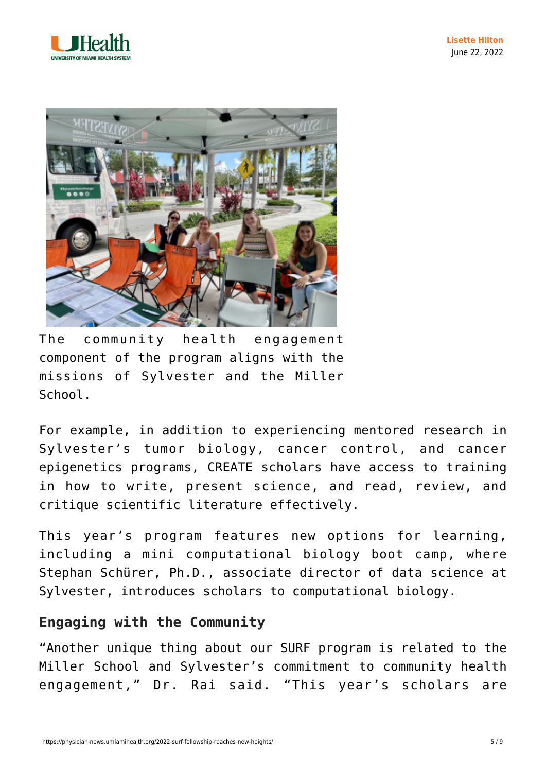The community health engagement component of the program aligns with the missions of Sylvester and the Miller School.

For example, in addition to experiencing mentored research in Sylvester's tumor biology, cancer control, and cancer epigenetics programs, CREATE scholars have access to training in how to write, present science, and read, review, and critique scientific literature effectively.

This year's program features new options for learning, including a mini computational biology boot camp, where Stephan Schürer, Ph.D., associate director of data science at Sylvester, introduces scholars to computational biology.

## Engaging with the Community

"Another unique thing about our SURF program is related to the Miller School and Sylvester's commitment to community health engagement," Dr. Rai said. "This year's scholars are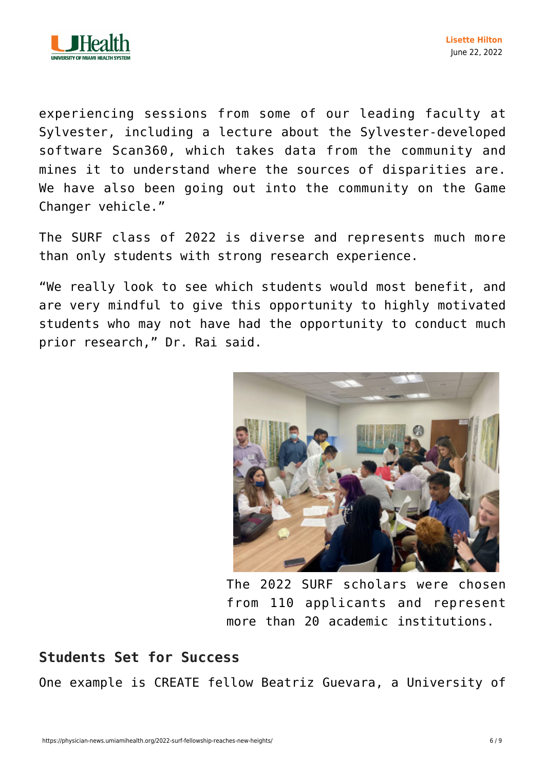experiencing sessions from some of our leading faculty at Sylvester, including a lecture about the Sylvester-developed software Scan360, which takes data from the community and mines it to understand where the sources of disparities are. We have also been going out into the community on the Game Changer vehicle."

The SURF class of 2022 is diverse and represents much more than only students with strong research experience.

"We really look to see which students would most benefit, and are very mindful to give this opportunity to highly motivated students who may not have had the opportunity to conduct much prior research," Dr. Rai said.

The 2022 SURF scholars were chosen from 110 applicants and represent more than 20 academic institutions.

## Students Set for Success

One example is CREATE fellow Beatriz Guevara, a University of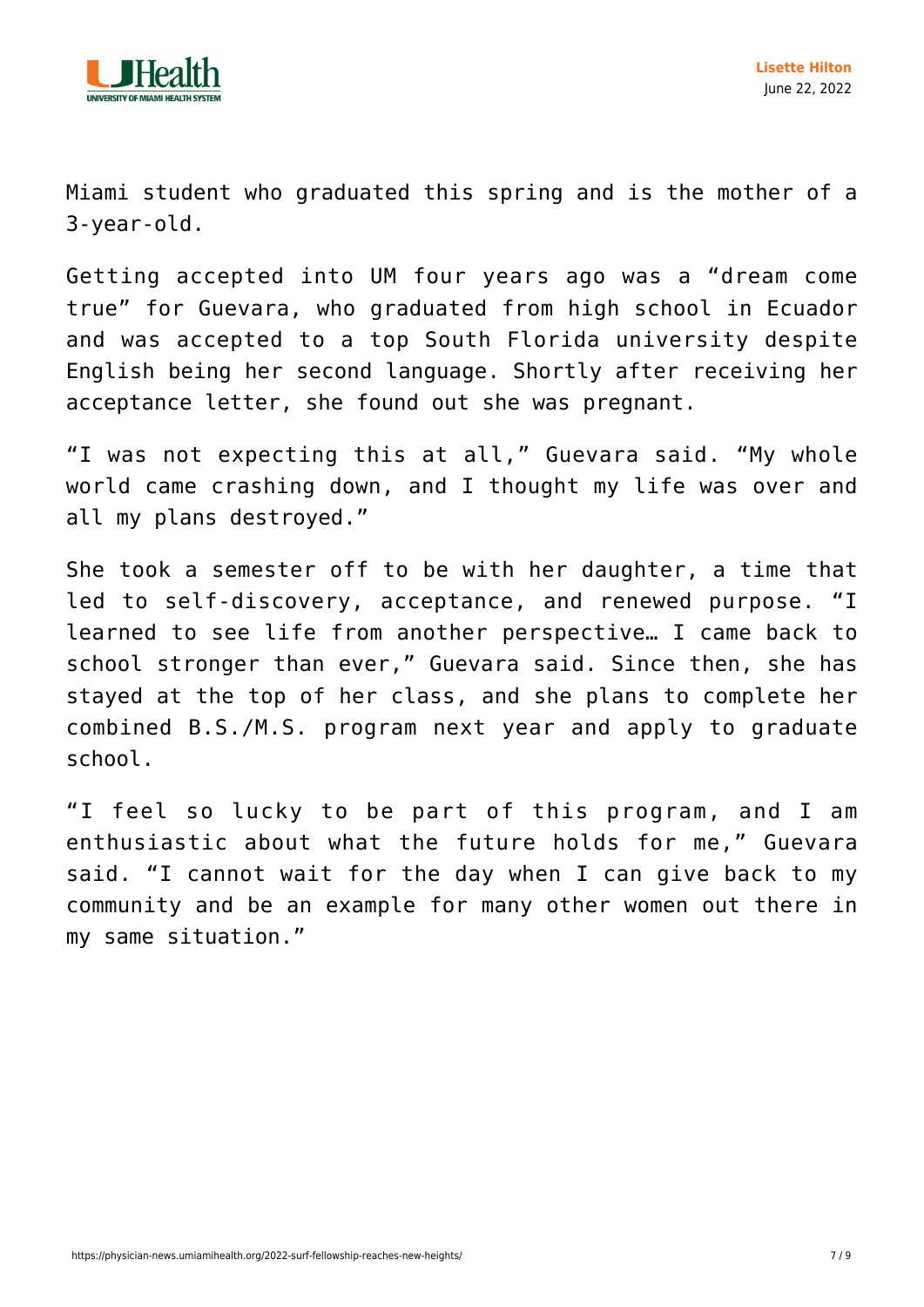Miami student who graduated this spring and is the mother of a 3-year-old.

Getting accepted into UM four years ago was a "dream come true" for Guevara, who graduated from high school in Ecuador and was accepted to a top South Florida university despite English being her second language. Shortly after receiving her acceptance letter, she found out she was pregnant.

"I was not expecting this at all," Guevara said. "My whole world came crashing down, and I thought my life was over and all my plans destroyed."

She took a semester off to be with her daughter, a time that led to self-discovery, acceptance, and renewed purpose. "I learned to see life from another perspective… I came back to school stronger than ever," Guevara said. Since then, she has stayed at the top of her class, and she plans to complete her combined B.S./M.S. program next year and apply to graduate school.

"I feel so lucky to be part of this program, and I am enthusiastic about what the future holds for me," Guevara said. "I cannot wait for the day when I can give back to my community and be an example for many other women out there in my same situation."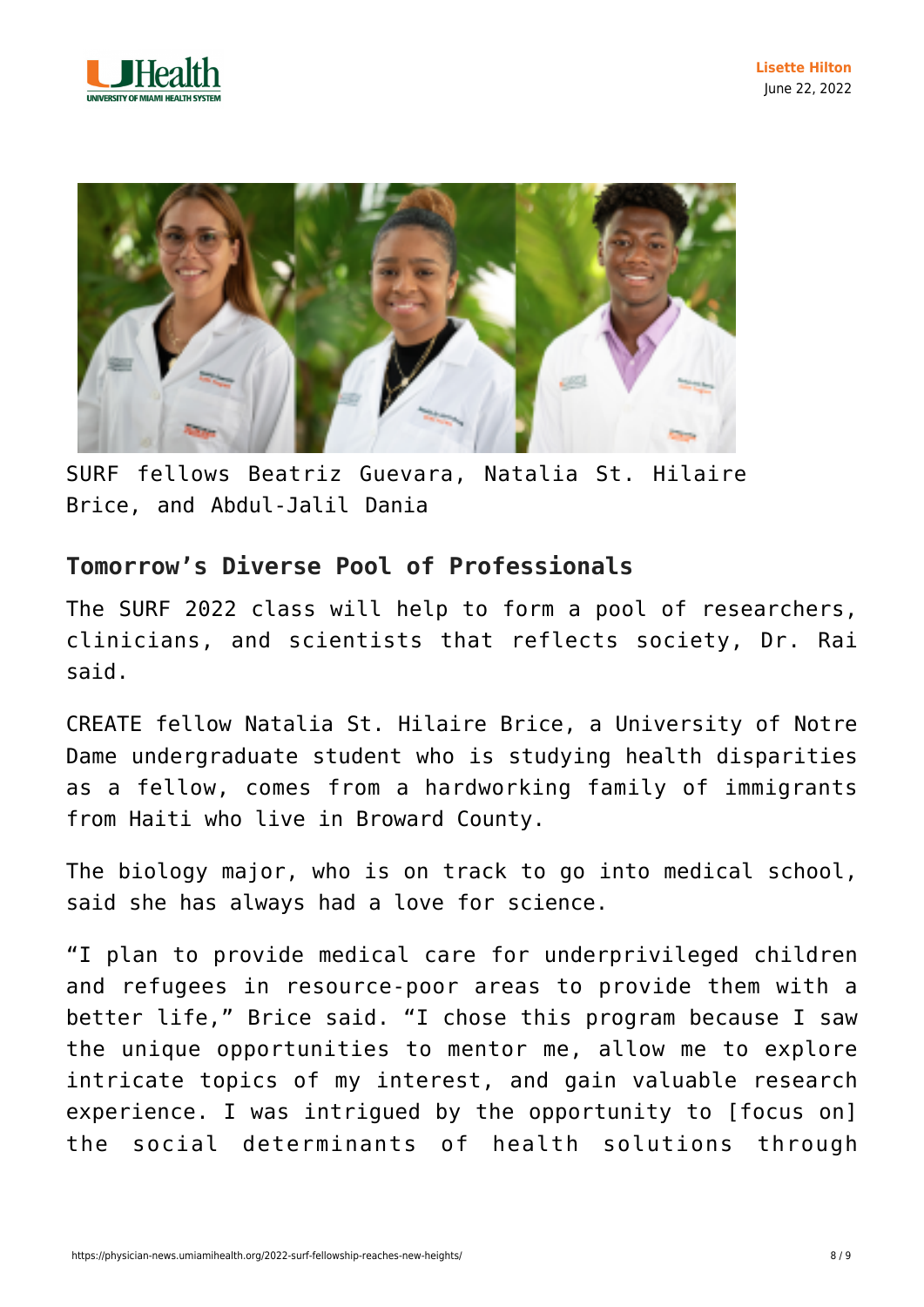SURF fellows Beatriz Guevara, Natalia St. Hilaire Brice, and Abdul-Jalil Dania

## Tomorrow's Diverse Pool of Professionals

The SURF 2022 class will help to form a pool of researchers, clinicians, and scientists that reflects society, Dr. Rai said.

CREATE fellow Natalia St. Hilaire Brice, a University of Notre Dame undergraduate student who is studying health disparities as a fellow, comes from a hardworking family of immigrants from Haiti who live in Broward County.

The biology major, who is on track to go into medical school, said she has always had a love for science.

"I plan to provide medical care for underprivileged children and refugees in resource-poor areas to provide them with a better life," Brice said. "I chose this program because I saw the unique opportunities to mentor me, allow me to explore intricate topics of my interest, and gain valuable research experience. I was intrigued by the opportunity to [focus on] the social determinants of health solutions through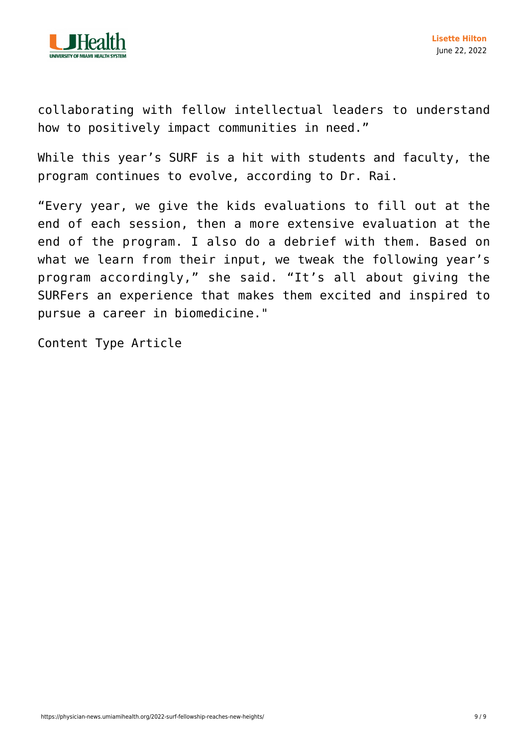collaborating with fellow intellectual leaders to understand how to positively impact communities in need."

While this year's SURF is a hit with students and faculty, the program continues to evolve, according to Dr. Rai.

"Every year, we give the kids evaluations to fill out at the end of each session, then a more extensive evaluation at the end of the program. I also do a debrief with them. Based on what we learn from their input, we tweak the following year's program accordingly," she said. "It's all about giving the SURFers an experience that makes them excited and inspired to pursue a career in biomedicine."

Content Type Article